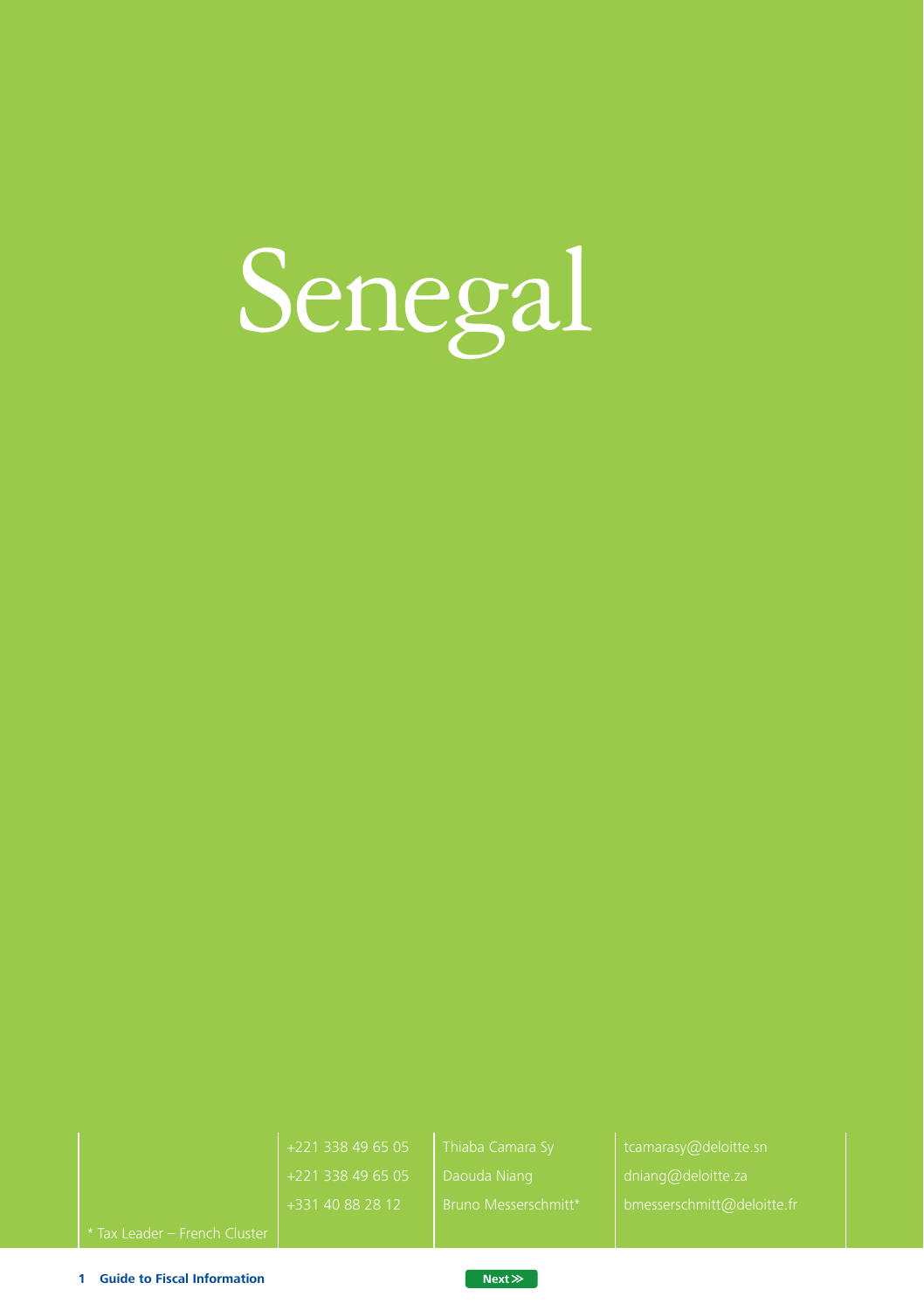# Senegal

| | | | |
|---|---|---|---|
| | +221 338 49 65 05 | Thiaba Camara Sy | tcamarasy@deloitte.sn |
| | +221 338 49 65 05 | Daouda Niang | dniang@deloitte.za |
| | +331 40 88 28 12 | Bruno Messerschmitt* | bmesserschmitt@deloitte.fr |
| * Tax Leader – French Cluster | | | |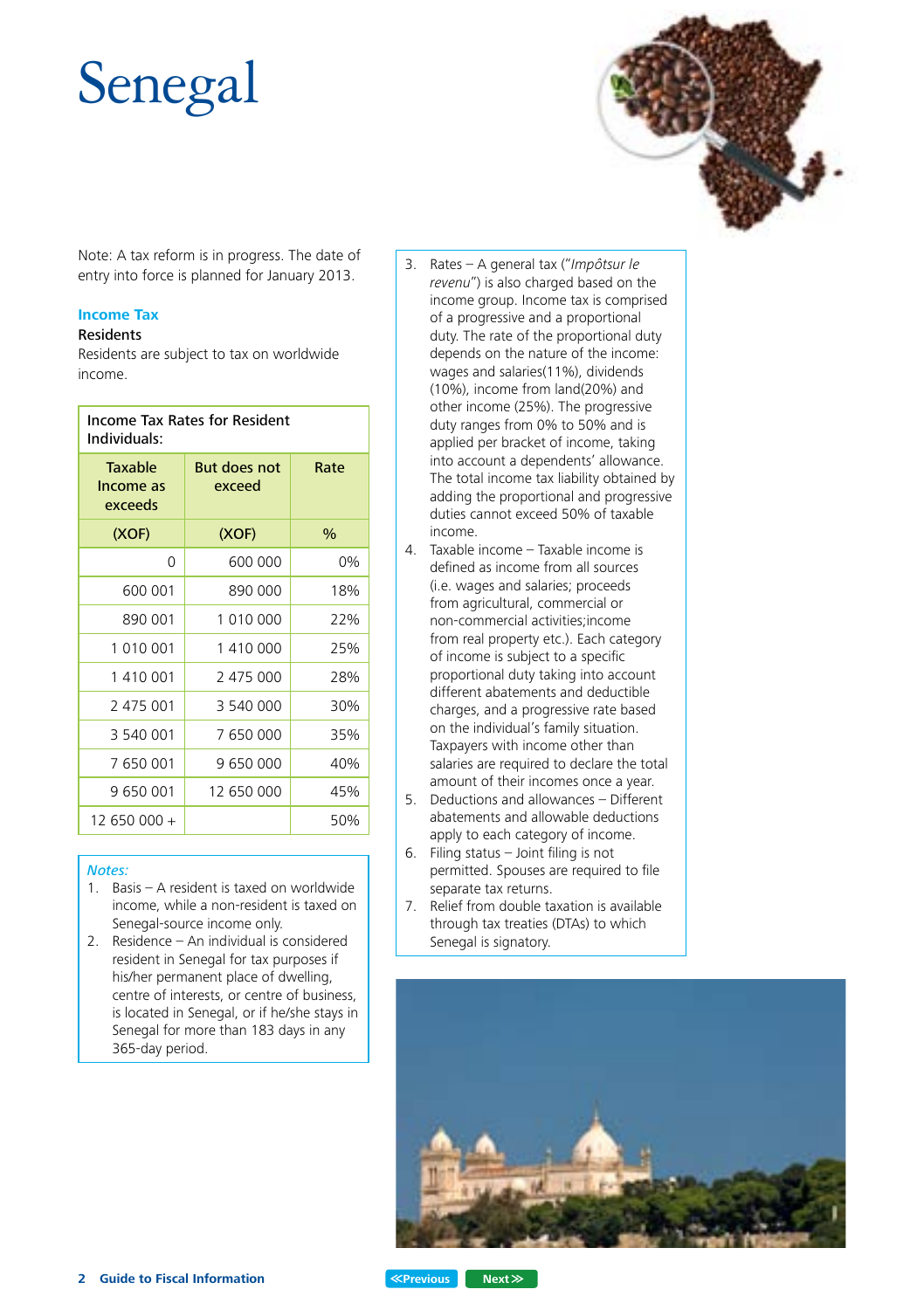# Senegal

Note: A tax reform is in progress. The date of entry into force is planned for January 2013.

## Income Tax

### Residents

Residents are subject to tax on worldwide income.

**Income Tax Rates for Resident Individuals:**

| Taxable Income as exceeds | But does not exceed | Rate |
|---|---|---|
| (XOF) | (XOF) | % |
| 0 | 600 000 | 0% |
| 600 001 | 890 000 | 18% |
| 890 001 | 1 010 000 | 22% |
| 1 010 001 | 1 410 000 | 25% |
| 1 410 001 | 2 475 000 | 28% |
| 2 475 001 | 3 540 000 | 30% |
| 3 540 001 | 7 650 000 | 35% |
| 7 650 001 | 9 650 000 | 40% |
| 9 650 001 | 12 650 000 | 45% |
| 12 650 000 + | | 50% |

*Notes:*

1. Basis – A resident is taxed on worldwide income, while a non-resident is taxed on Senegal-source income only.
2. Residence – An individual is considered resident in Senegal for tax purposes if his/her permanent place of dwelling, centre of interests, or centre of business, is located in Senegal, or if he/she stays in Senegal for more than 183 days in any 365-day period.
3. Rates – A general tax ("*Impôtsur le revenu*") is also charged based on the income group. Income tax is comprised of a progressive and a proportional duty. The rate of the proportional duty depends on the nature of the income: wages and salaries(11%), dividends (10%), income from land(20%) and other income (25%). The progressive duty ranges from 0% to 50% and is applied per bracket of income, taking into account a dependents' allowance. The total income tax liability obtained by adding the proportional and progressive duties cannot exceed 50% of taxable income.
4. Taxable income – Taxable income is defined as income from all sources (i.e. wages and salaries; proceeds from agricultural, commercial or non-commercial activities;income from real property etc.). Each category of income is subject to a specific proportional duty taking into account different abatements and deductible charges, and a progressive rate based on the individual's family situation. Taxpayers with income other than salaries are required to declare the total amount of their incomes once a year.
5. Deductions and allowances – Different abatements and allowable deductions apply to each category of income.
6. Filing status – Joint filing is not permitted. Spouses are required to file separate tax returns.
7. Relief from double taxation is available through tax treaties (DTAs) to which Senegal is signatory.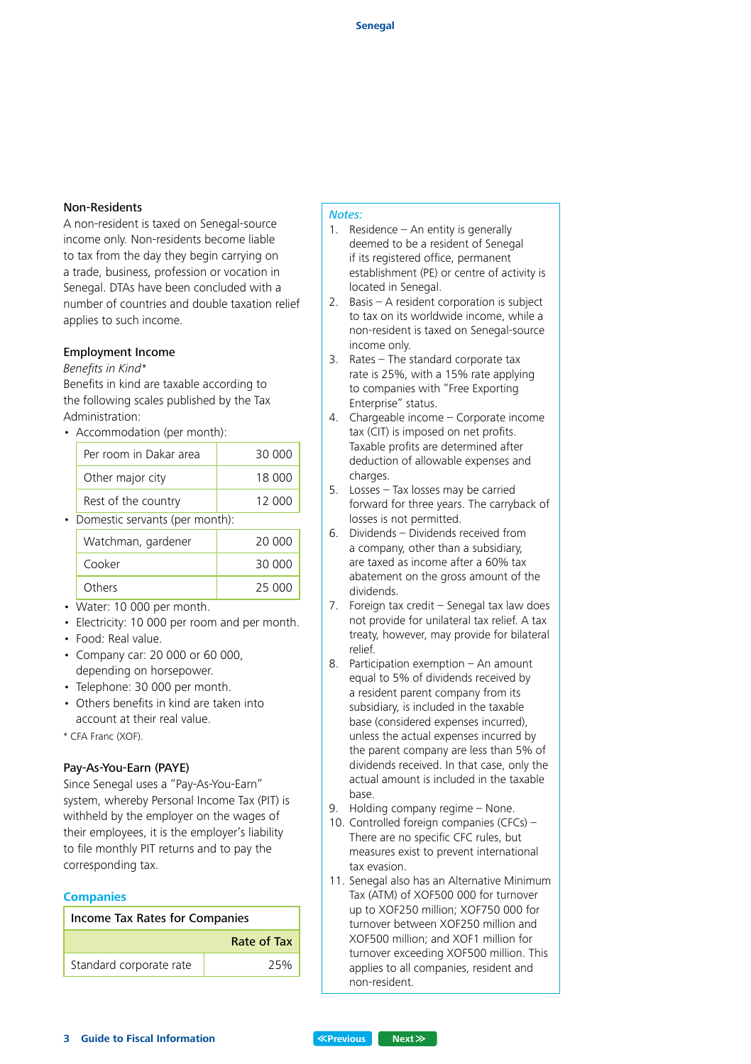### Non-Residents

A non-resident is taxed on Senegal-source income only. Non-residents become liable to tax from the day they begin carrying on a trade, business, profession or vocation in Senegal. DTAs have been concluded with a number of countries and double taxation relief applies to such income.

### Employment Income

*Benefits in Kind**

Benefits in kind are taxable according to the following scales published by the Tax Administration:

- Accommodation (per month):

| | |
|---|---|
| Per room in Dakar area | 30 000 |
| Other major city | 18 000 |
| Rest of the country | 12 000 |

- Domestic servants (per month):

| | |
|---|---|
| Watchman, gardener | 20 000 |
| Cooker | 30 000 |
| Others | 25 000 |

- Water: 10 000 per month.
- Electricity: 10 000 per room and per month.
- Food: Real value.
- Company car: 20 000 or 60 000, depending on horsepower.
- Telephone: 30 000 per month.
- Others benefits in kind are taken into account at their real value.

\* CFA Franc (XOF).

### Pay-As-You-Earn (PAYE)

Since Senegal uses a "Pay-As-You-Earn" system, whereby Personal Income Tax (PIT) is withheld by the employer on the wages of their employees, it is the employer's liability to file monthly PIT returns and to pay the corresponding tax.

## Companies

| Income Tax Rates for Companies | |
|---|---|
| | Rate of Tax |
| Standard corporate rate | 25% |

*Notes:*

1. Residence – An entity is generally deemed to be a resident of Senegal if its registered office, permanent establishment (PE) or centre of activity is located in Senegal.
2. Basis – A resident corporation is subject to tax on its worldwide income, while a non-resident is taxed on Senegal-source income only.
3. Rates – The standard corporate tax rate is 25%, with a 15% rate applying to companies with "Free Exporting Enterprise" status.
4. Chargeable income – Corporate income tax (CIT) is imposed on net profits. Taxable profits are determined after deduction of allowable expenses and charges.
5. Losses – Tax losses may be carried forward for three years. The carryback of losses is not permitted.
6. Dividends – Dividends received from a company, other than a subsidiary, are taxed as income after a 60% tax abatement on the gross amount of the dividends.
7. Foreign tax credit – Senegal tax law does not provide for unilateral tax relief. A tax treaty, however, may provide for bilateral relief.
8. Participation exemption – An amount equal to 5% of dividends received by a resident parent company from its subsidiary, is included in the taxable base (considered expenses incurred), unless the actual expenses incurred by the parent company are less than 5% of dividends received. In that case, only the actual amount is included in the taxable base.
9. Holding company regime – None.
10. Controlled foreign companies (CFCs) – There are no specific CFC rules, but measures exist to prevent international tax evasion.
11. Senegal also has an Alternative Minimum Tax (ATM) of XOF500 000 for turnover up to XOF250 million; XOF750 000 for turnover between XOF250 million and XOF500 million; and XOF1 million for turnover exceeding XOF500 million. This applies to all companies, resident and non-resident.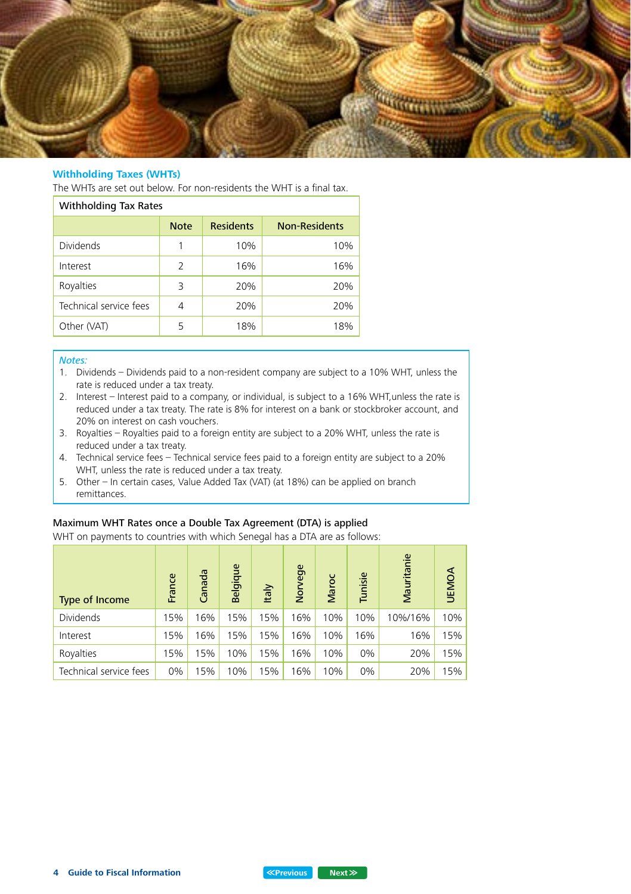## Withholding Taxes (WHTs)

The WHTs are set out below. For non-residents the WHT is a final tax.

| Withholding Tax Rates | | | |
|---|---|---|---|
| | Note | Residents | Non-Residents |
| Dividends | 1 | 10% | 10% |
| Interest | 2 | 16% | 16% |
| Royalties | 3 | 20% | 20% |
| Technical service fees | 4 | 20% | 20% |
| Other (VAT) | 5 | 18% | 18% |

*Notes:*

1. Dividends – Dividends paid to a non-resident company are subject to a 10% WHT, unless the rate is reduced under a tax treaty.
2. Interest – Interest paid to a company, or individual, is subject to a 16% WHT,unless the rate is reduced under a tax treaty. The rate is 8% for interest on a bank or stockbroker account, and 20% on interest on cash vouchers.
3. Royalties – Royalties paid to a foreign entity are subject to a 20% WHT, unless the rate is reduced under a tax treaty.
4. Technical service fees – Technical service fees paid to a foreign entity are subject to a 20% WHT, unless the rate is reduced under a tax treaty.
5. Other – In certain cases, Value Added Tax (VAT) (at 18%) can be applied on branch remittances.

### Maximum WHT Rates once a Double Tax Agreement (DTA) is applied

WHT on payments to countries with which Senegal has a DTA are as follows:

| Type of Income | France | Canada | Belgique | Italy | Norvege | Maroc | Tunisie | Mauritanie | UEMOA |
|---|---|---|---|---|---|---|---|---|---|
| Dividends | 15% | 16% | 15% | 15% | 16% | 10% | 10% | 10%/16% | 10% |
| Interest | 15% | 16% | 15% | 15% | 16% | 10% | 16% | 16% | 15% |
| Royalties | 15% | 15% | 10% | 15% | 16% | 10% | 0% | 20% | 15% |
| Technical service fees | 0% | 15% | 10% | 15% | 16% | 10% | 0% | 20% | 15% |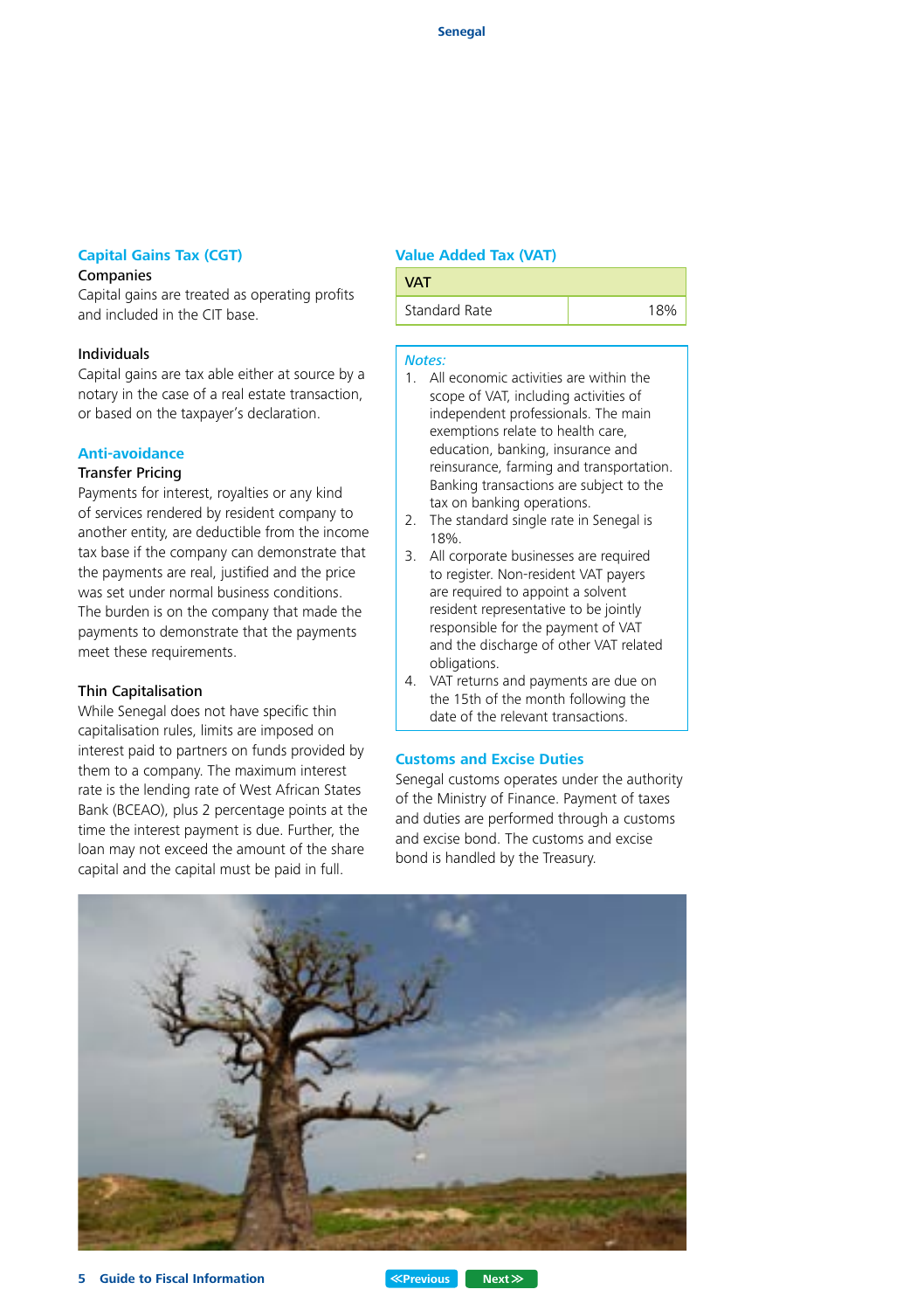## Capital Gains Tax (CGT)

### Companies

Capital gains are treated as operating profits and included in the CIT base.

### Individuals

Capital gains are tax able either at source by a notary in the case of a real estate transaction, or based on the taxpayer's declaration.

## Anti-avoidance

### Transfer Pricing

Payments for interest, royalties or any kind of services rendered by resident company to another entity, are deductible from the income tax base if the company can demonstrate that the payments are real, justified and the price was set under normal business conditions. The burden is on the company that made the payments to demonstrate that the payments meet these requirements.

### Thin Capitalisation

While Senegal does not have specific thin capitalisation rules, limits are imposed on interest paid to partners on funds provided by them to a company. The maximum interest rate is the lending rate of West African States Bank (BCEAO), plus 2 percentage points at the time the interest payment is due. Further, the loan may not exceed the amount of the share capital and the capital must be paid in full.

## Value Added Tax (VAT)

| VAT | |
|---|---|
| Standard Rate | 18% |

*Notes:*

1. All economic activities are within the scope of VAT, including activities of independent professionals. The main exemptions relate to health care, education, banking, insurance and reinsurance, farming and transportation. Banking transactions are subject to the tax on banking operations.
2. The standard single rate in Senegal is 18%.
3. All corporate businesses are required to register. Non-resident VAT payers are required to appoint a solvent resident representative to be jointly responsible for the payment of VAT and the discharge of other VAT related obligations.
4. VAT returns and payments are due on the 15th of the month following the date of the relevant transactions.

## Customs and Excise Duties

Senegal customs operates under the authority of the Ministry of Finance. Payment of taxes and duties are performed through a customs and excise bond. The customs and excise bond is handled by the Treasury.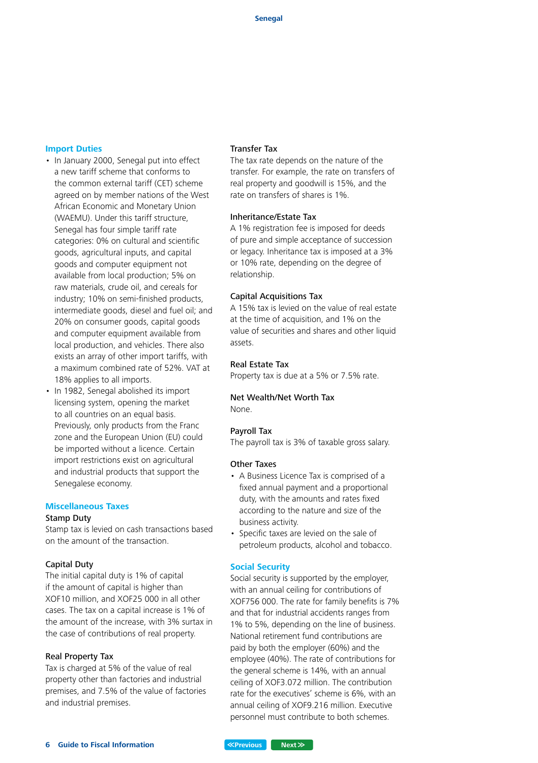## Import Duties

- In January 2000, Senegal put into effect a new tariff scheme that conforms to the common external tariff (CET) scheme agreed on by member nations of the West African Economic and Monetary Union (WAEMU). Under this tariff structure, Senegal has four simple tariff rate categories: 0% on cultural and scientific goods, agricultural inputs, and capital goods and computer equipment not available from local production; 5% on raw materials, crude oil, and cereals for industry; 10% on semi-finished products, intermediate goods, diesel and fuel oil; and 20% on consumer goods, capital goods and computer equipment available from local production, and vehicles. There also exists an array of other import tariffs, with a maximum combined rate of 52%. VAT at 18% applies to all imports.
- In 1982, Senegal abolished its import licensing system, opening the market to all countries on an equal basis. Previously, only products from the Franc zone and the European Union (EU) could be imported without a licence. Certain import restrictions exist on agricultural and industrial products that support the Senegalese economy.

## Miscellaneous Taxes

### Stamp Duty

Stamp tax is levied on cash transactions based on the amount of the transaction.

### Capital Duty

The initial capital duty is 1% of capital if the amount of capital is higher than XOF10 million, and XOF25 000 in all other cases. The tax on a capital increase is 1% of the amount of the increase, with 3% surtax in the case of contributions of real property.

### Real Property Tax

Tax is charged at 5% of the value of real property other than factories and industrial premises, and 7.5% of the value of factories and industrial premises.

### Transfer Tax

The tax rate depends on the nature of the transfer. For example, the rate on transfers of real property and goodwill is 15%, and the rate on transfers of shares is 1%.

### Inheritance/Estate Tax

A 1% registration fee is imposed for deeds of pure and simple acceptance of succession or legacy. Inheritance tax is imposed at a 3% or 10% rate, depending on the degree of relationship.

### Capital Acquisitions Tax

A 15% tax is levied on the value of real estate at the time of acquisition, and 1% on the value of securities and shares and other liquid assets.

### Real Estate Tax

Property tax is due at a 5% or 7.5% rate.

### Net Wealth/Net Worth Tax

None.

### Payroll Tax

The payroll tax is 3% of taxable gross salary.

### Other Taxes

- A Business Licence Tax is comprised of a fixed annual payment and a proportional duty, with the amounts and rates fixed according to the nature and size of the business activity.
- Specific taxes are levied on the sale of petroleum products, alcohol and tobacco.

## Social Security

Social security is supported by the employer, with an annual ceiling for contributions of XOF756 000. The rate for family benefits is 7% and that for industrial accidents ranges from 1% to 5%, depending on the line of business. National retirement fund contributions are paid by both the employer (60%) and the employee (40%). The rate of contributions for the general scheme is 14%, with an annual ceiling of XOF3.072 million. The contribution rate for the executives' scheme is 6%, with an annual ceiling of XOF9.216 million. Executive personnel must contribute to both schemes.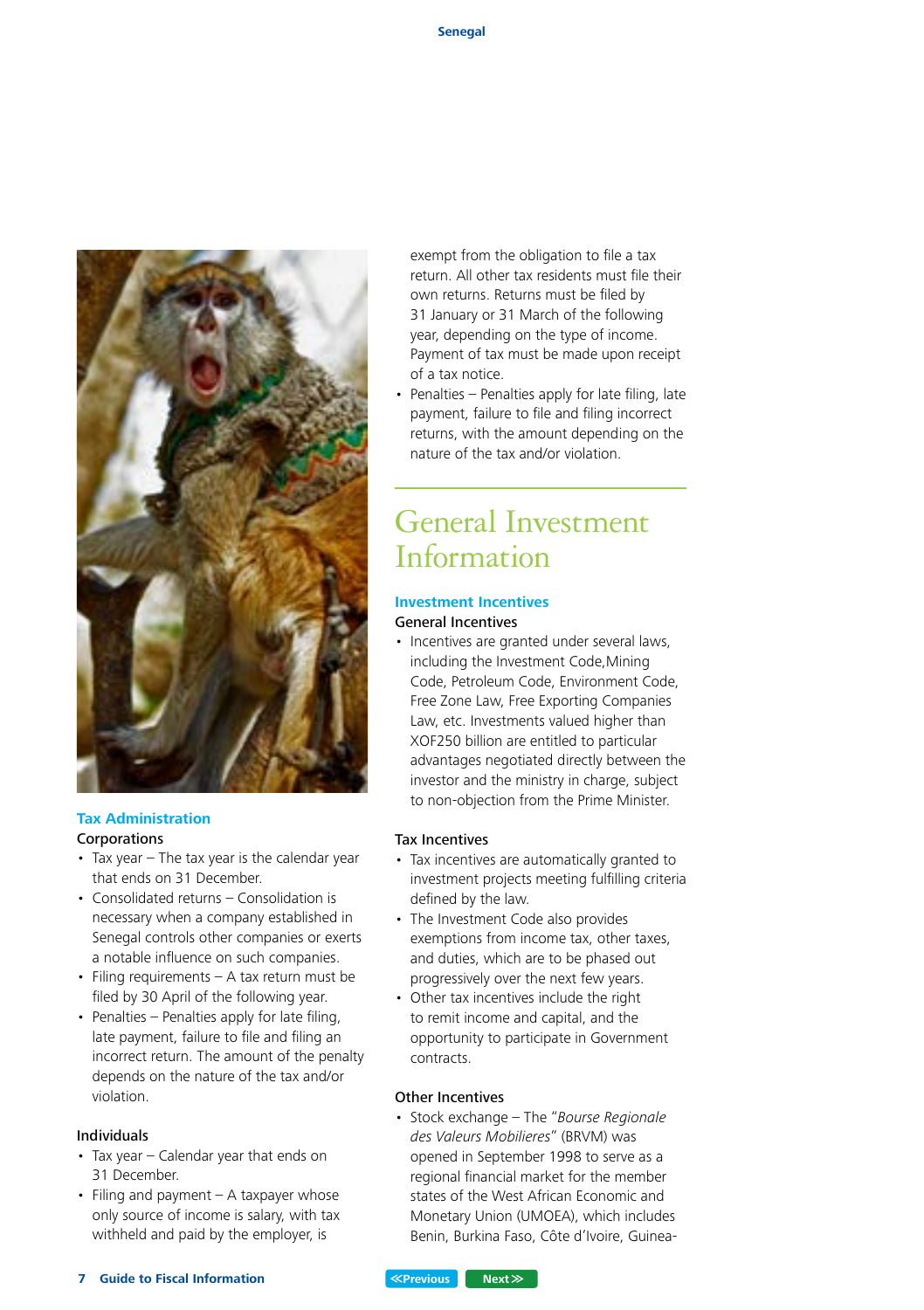### Tax Administration

**Corporations**

- Tax year – The tax year is the calendar year that ends on 31 December.
- Consolidated returns – Consolidation is necessary when a company established in Senegal controls other companies or exerts a notable influence on such companies.
- Filing requirements – A tax return must be filed by 30 April of the following year.
- Penalties – Penalties apply for late filing, late payment, failure to file and filing an incorrect return. The amount of the penalty depends on the nature of the tax and/or violation.

**Individuals**

- Tax year – Calendar year that ends on 31 December.
- Filing and payment – A taxpayer whose only source of income is salary, with tax withheld and paid by the employer, is exempt from the obligation to file a tax return. All other tax residents must file their own returns. Returns must be filed by 31 January or 31 March of the following year, depending on the type of income. Payment of tax must be made upon receipt of a tax notice.
- Penalties – Penalties apply for late filing, late payment, failure to file and filing incorrect returns, with the amount depending on the nature of the tax and/or violation.

# General Investment Information

### Investment Incentives

**General Incentives**

- Incentives are granted under several laws, including the Investment Code,Mining Code, Petroleum Code, Environment Code, Free Zone Law, Free Exporting Companies Law, etc. Investments valued higher than XOF250 billion are entitled to particular advantages negotiated directly between the investor and the ministry in charge, subject to non-objection from the Prime Minister.

**Tax Incentives**

- Tax incentives are automatically granted to investment projects meeting fulfilling criteria defined by the law.
- The Investment Code also provides exemptions from income tax, other taxes, and duties, which are to be phased out progressively over the next few years.
- Other tax incentives include the right to remit income and capital, and the opportunity to participate in Government contracts.

**Other Incentives**

- Stock exchange – The "*Bourse Regionale des Valeurs Mobilieres*" (BRVM) was opened in September 1998 to serve as a regional financial market for the member states of the West African Economic and Monetary Union (UMOEA), which includes Benin, Burkina Faso, Côte d'Ivoire, Guinea-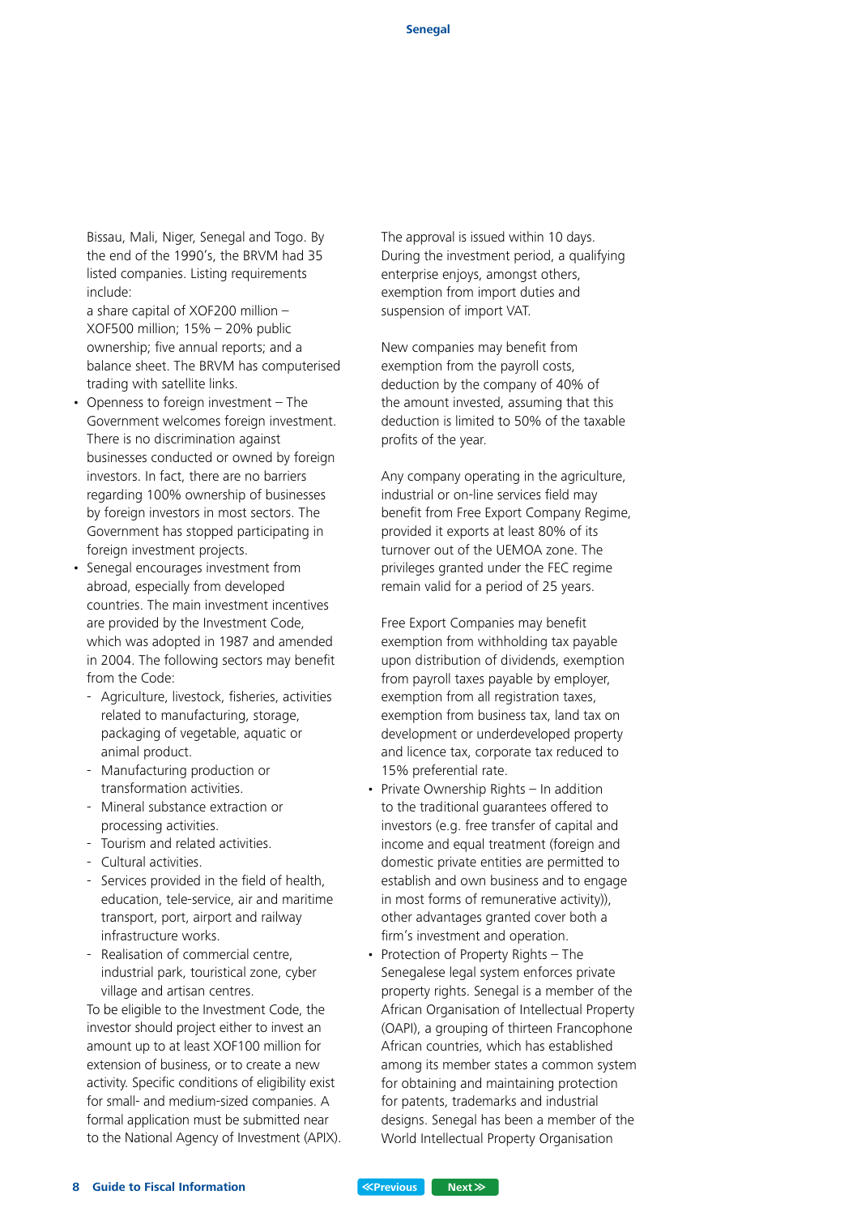Bissau, Mali, Niger, Senegal and Togo. By the end of the 1990's, the BRVM had 35 listed companies. Listing requirements include:
a share capital of XOF200 million – XOF500 million; 15% – 20% public ownership; five annual reports; and a balance sheet. The BRVM has computerised trading with satellite links.

- Openness to foreign investment – The Government welcomes foreign investment. There is no discrimination against businesses conducted or owned by foreign investors. In fact, there are no barriers regarding 100% ownership of businesses by foreign investors in most sectors. The Government has stopped participating in foreign investment projects.
- Senegal encourages investment from abroad, especially from developed countries. The main investment incentives are provided by the Investment Code, which was adopted in 1987 and amended in 2004. The following sectors may benefit from the Code:
  - Agriculture, livestock, fisheries, activities related to manufacturing, storage, packaging of vegetable, aquatic or animal product.
  - Manufacturing production or transformation activities.
  - Mineral substance extraction or processing activities.
  - Tourism and related activities.
  - Cultural activities.
  - Services provided in the field of health, education, tele-service, air and maritime transport, port, airport and railway infrastructure works.
  - Realisation of commercial centre, industrial park, touristical zone, cyber village and artisan centres.

  To be eligible to the Investment Code, the investor should project either to invest an amount up to at least XOF100 million for extension of business, or to create a new activity. Specific conditions of eligibility exist for small- and medium-sized companies. A formal application must be submitted near to the National Agency of Investment (APIX). The approval is issued within 10 days. During the investment period, a qualifying enterprise enjoys, amongst others, exemption from import duties and suspension of import VAT.

  New companies may benefit from exemption from the payroll costs, deduction by the company of 40% of the amount invested, assuming that this deduction is limited to 50% of the taxable profits of the year.

  Any company operating in the agriculture, industrial or on-line services field may benefit from Free Export Company Regime, provided it exports at least 80% of its turnover out of the UEMOA zone. The privileges granted under the FEC regime remain valid for a period of 25 years.

  Free Export Companies may benefit exemption from withholding tax payable upon distribution of dividends, exemption from payroll taxes payable by employer, exemption from all registration taxes, exemption from business tax, land tax on development or underdeveloped property and licence tax, corporate tax reduced to 15% preferential rate.
- Private Ownership Rights – In addition to the traditional guarantees offered to investors (e.g. free transfer of capital and income and equal treatment (foreign and domestic private entities are permitted to establish and own business and to engage in most forms of remunerative activity)), other advantages granted cover both a firm's investment and operation.
- Protection of Property Rights – The Senegalese legal system enforces private property rights. Senegal is a member of the African Organisation of Intellectual Property (OAPI), a grouping of thirteen Francophone African countries, which has established among its member states a common system for obtaining and maintaining protection for patents, trademarks and industrial designs. Senegal has been a member of the World Intellectual Property Organisation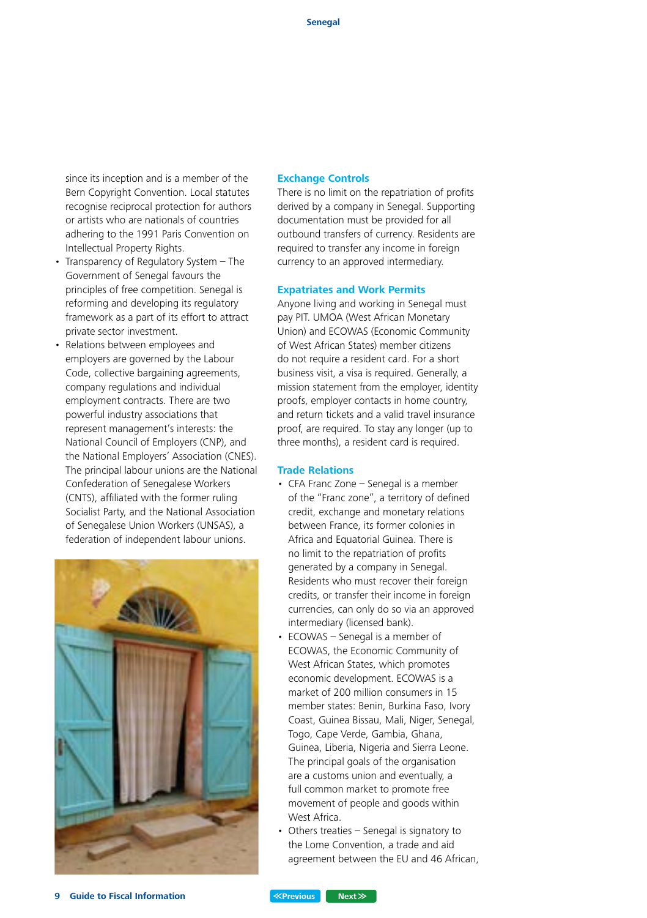since its inception and is a member of the Bern Copyright Convention. Local statutes recognise reciprocal protection for authors or artists who are nationals of countries adhering to the 1991 Paris Convention on Intellectual Property Rights.

- Transparency of Regulatory System – The Government of Senegal favours the principles of free competition. Senegal is reforming and developing its regulatory framework as a part of its effort to attract private sector investment.
- Relations between employees and employers are governed by the Labour Code, collective bargaining agreements, company regulations and individual employment contracts. There are two powerful industry associations that represent management's interests: the National Council of Employers (CNP), and the National Employers' Association (CNES). The principal labour unions are the National Confederation of Senegalese Workers (CNTS), affiliated with the former ruling Socialist Party, and the National Association of Senegalese Union Workers (UNSAS), a federation of independent labour unions.

## Exchange Controls

There is no limit on the repatriation of profits derived by a company in Senegal. Supporting documentation must be provided for all outbound transfers of currency. Residents are required to transfer any income in foreign currency to an approved intermediary.

## Expatriates and Work Permits

Anyone living and working in Senegal must pay PIT. UMOA (West African Monetary Union) and ECOWAS (Economic Community of West African States) member citizens do not require a resident card. For a short business visit, a visa is required. Generally, a mission statement from the employer, identity proofs, employer contacts in home country, and return tickets and a valid travel insurance proof, are required. To stay any longer (up to three months), a resident card is required.

## Trade Relations

- CFA Franc Zone – Senegal is a member of the "Franc zone", a territory of defined credit, exchange and monetary relations between France, its former colonies in Africa and Equatorial Guinea. There is no limit to the repatriation of profits generated by a company in Senegal. Residents who must recover their foreign credits, or transfer their income in foreign currencies, can only do so via an approved intermediary (licensed bank).
- ECOWAS – Senegal is a member of ECOWAS, the Economic Community of West African States, which promotes economic development. ECOWAS is a market of 200 million consumers in 15 member states: Benin, Burkina Faso, Ivory Coast, Guinea Bissau, Mali, Niger, Senegal, Togo, Cape Verde, Gambia, Ghana, Guinea, Liberia, Nigeria and Sierra Leone. The principal goals of the organisation are a customs union and eventually, a full common market to promote free movement of people and goods within West Africa.
- Others treaties – Senegal is signatory to the Lome Convention, a trade and aid agreement between the EU and 46 African,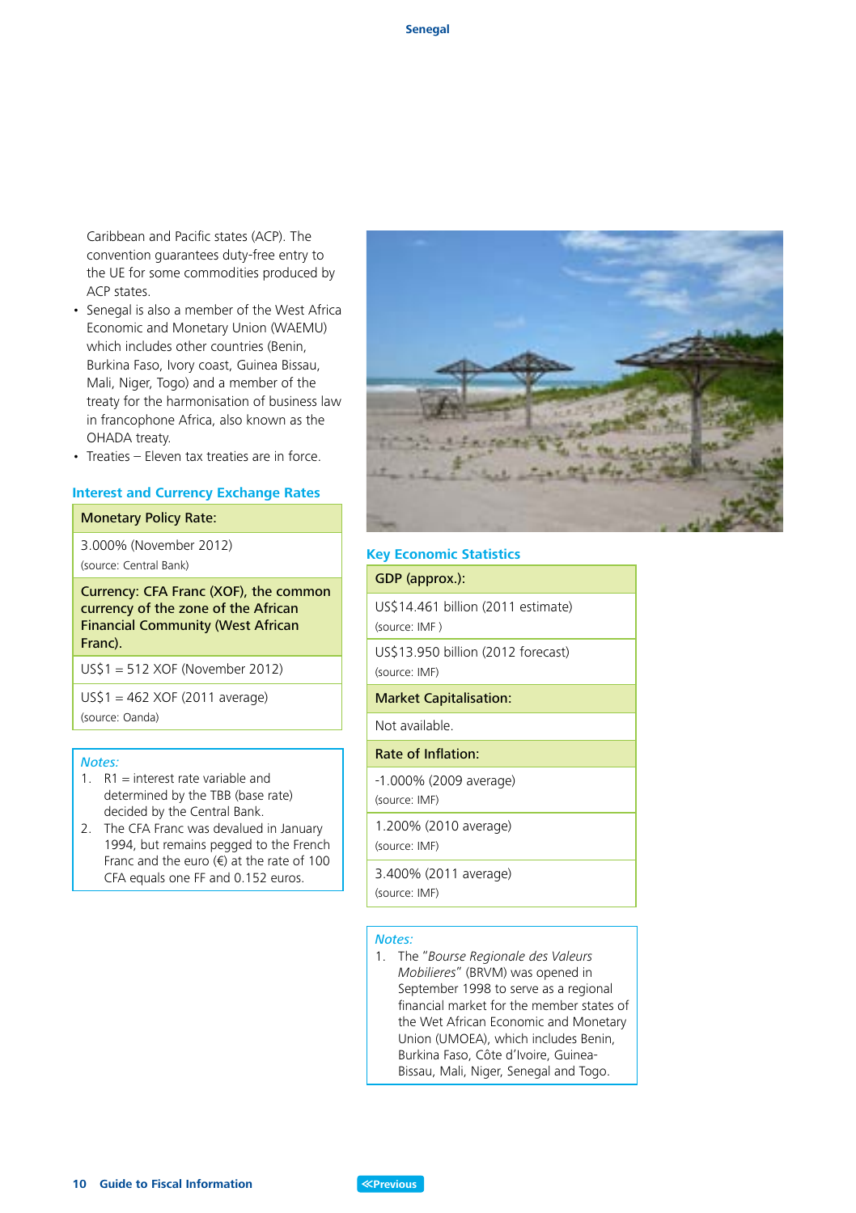Caribbean and Pacific states (ACP). The convention guarantees duty-free entry to the UE for some commodities produced by ACP states.
- Senegal is also a member of the West Africa Economic and Monetary Union (WAEMU) which includes other countries (Benin, Burkina Faso, Ivory coast, Guinea Bissau, Mali, Niger, Togo) and a member of the treaty for the harmonisation of business law in francophone Africa, also known as the OHADA treaty.
- Treaties – Eleven tax treaties are in force.

## Interest and Currency Exchange Rates

| **Monetary Policy Rate:** |
|---|
| 3.000% (November 2012)<br>(source: Central Bank) |
| **Currency: CFA Franc (XOF), the common currency of the zone of the African Financial Community (West African Franc).** |
| US$1 = 512 XOF (November 2012) |
| US$1 = 462 XOF (2011 average)<br>(source: Oanda) |

*Notes:*
1. R1 = interest rate variable and determined by the TBB (base rate) decided by the Central Bank.
2. The CFA Franc was devalued in January 1994, but remains pegged to the French Franc and the euro (€) at the rate of 100 CFA equals one FF and 0.152 euros.

## Key Economic Statistics

| **GDP (approx.):** |
|---|
| US$14.461 billion (2011 estimate)<br>(source: IMF ) |
| US$13.950 billion (2012 forecast)<br>(source: IMF) |
| **Market Capitalisation:** |
| Not available. |
| **Rate of Inflation:** |
| -1.000% (2009 average)<br>(source: IMF) |
| 1.200% (2010 average)<br>(source: IMF) |
| 3.400% (2011 average)<br>(source: IMF) |

*Notes:*
1. The "*Bourse Regionale des Valeurs Mobilieres*" (BRVM) was opened in September 1998 to serve as a regional financial market for the member states of the Wet African Economic and Monetary Union (UMOEA), which includes Benin, Burkina Faso, Côte d'Ivoire, Guinea-Bissau, Mali, Niger, Senegal and Togo.